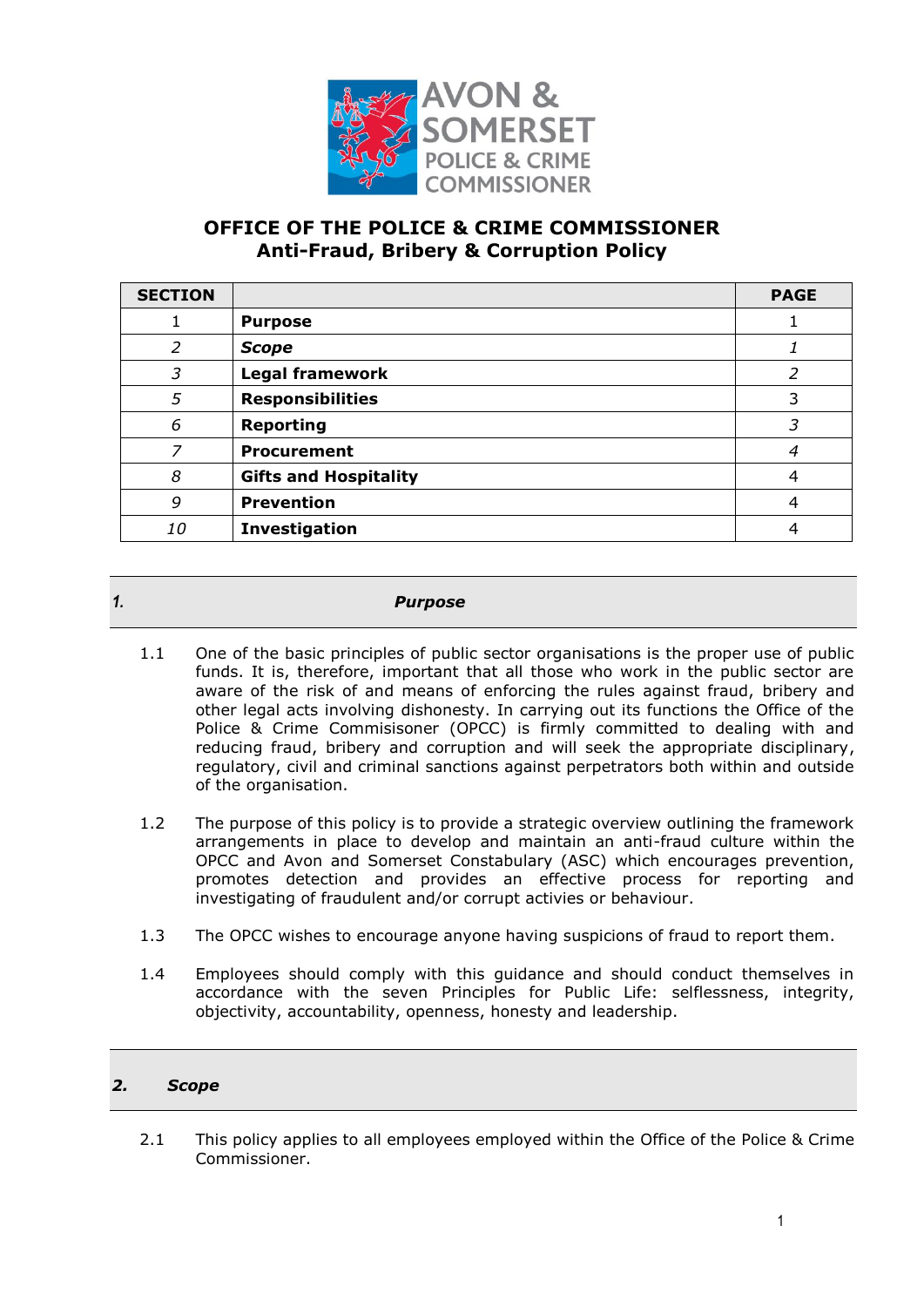# OFFICE OF THE POLICE & CRIME COMMISSIONER
## Anti-Fraud, Bribery & Corruption Policy

| SECTION | | PAGE |
|---|---|---|
| 1 | **Purpose** | 1 |
| *2* | ***Scope*** | *1* |
| *3* | **Legal framework** | *2* |
| *5* | **Responsibilities** | 3 |
| *6* | **Reporting** | *3* |
| *7* | **Procurement** | *4* |
| *8* | **Gifts and Hospitality** | 4 |
| *9* | **Prevention** | 4 |
| *10* | **Investigation** | 4 |

## *1. Purpose*

1.1 One of the basic principles of public sector organisations is the proper use of public funds. It is, therefore, important that all those who work in the public sector are aware of the risk of and means of enforcing the rules against fraud, bribery and other legal acts involving dishonesty. In carrying out its functions the Office of the Police & Crime Commisisoner (OPCC) is firmly committed to dealing with and reducing fraud, bribery and corruption and will seek the appropriate disciplinary, regulatory, civil and criminal sanctions against perpetrators both within and outside of the organisation.

1.2 The purpose of this policy is to provide a strategic overview outlining the framework arrangements in place to develop and maintain an anti-fraud culture within the OPCC and Avon and Somerset Constabulary (ASC) which encourages prevention, promotes detection and provides an effective process for reporting and investigating of fraudulent and/or corrupt activies or behaviour.

1.3 The OPCC wishes to encourage anyone having suspicions of fraud to report them.

1.4 Employees should comply with this guidance and should conduct themselves in accordance with the seven Principles for Public Life: selflessness, integrity, objectivity, accountability, openness, honesty and leadership.

## *2. Scope*

2.1 This policy applies to all employees employed within the Office of the Police & Crime Commissioner.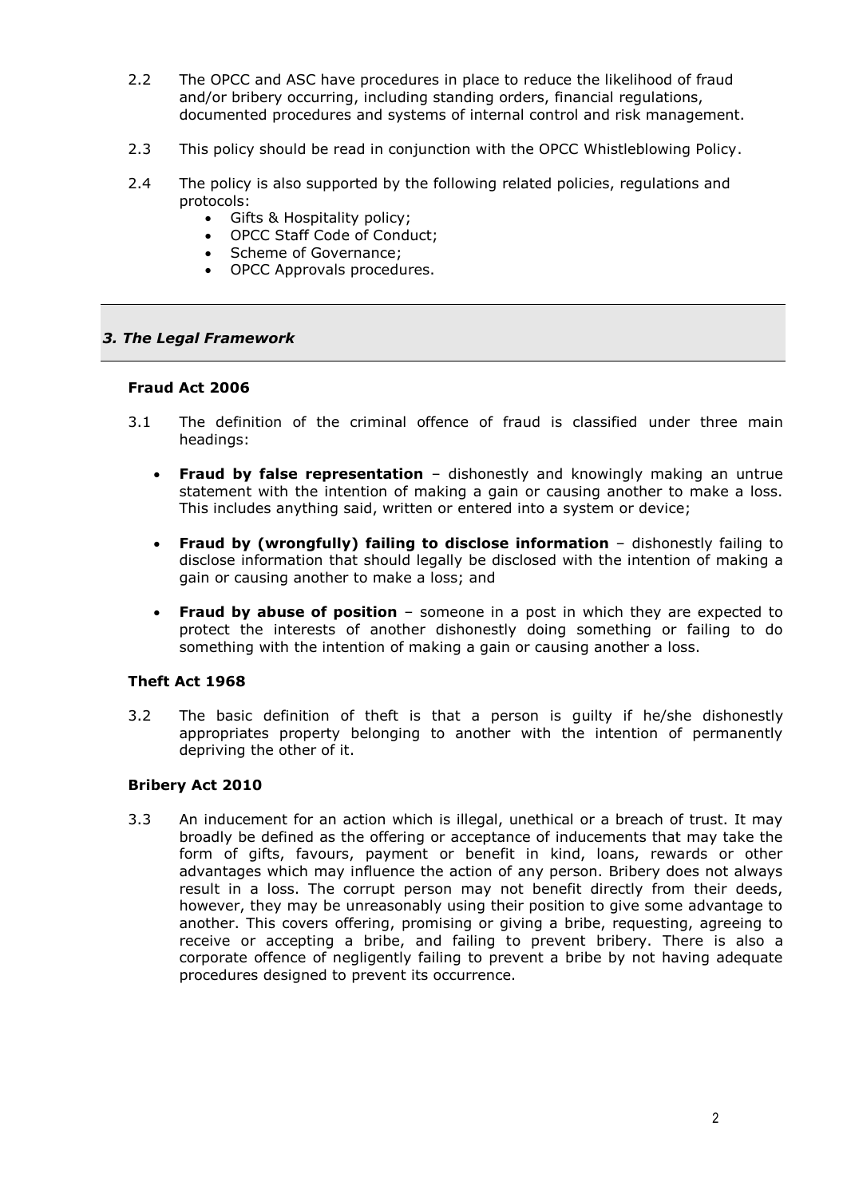2.2 The OPCC and ASC have procedures in place to reduce the likelihood of fraud and/or bribery occurring, including standing orders, financial regulations, documented procedures and systems of internal control and risk management.

2.3 This policy should be read in conjunction with the OPCC Whistleblowing Policy.

2.4 The policy is also supported by the following related policies, regulations and protocols:

- Gifts & Hospitality policy;
- OPCC Staff Code of Conduct;
- Scheme of Governance;
- OPCC Approvals procedures.

## *3. The Legal Framework*

### Fraud Act 2006

3.1 The definition of the criminal offence of fraud is classified under three main headings:

- **Fraud by false representation** – dishonestly and knowingly making an untrue statement with the intention of making a gain or causing another to make a loss. This includes anything said, written or entered into a system or device;
- **Fraud by (wrongfully) failing to disclose information** – dishonestly failing to disclose information that should legally be disclosed with the intention of making a gain or causing another to make a loss; and
- **Fraud by abuse of position** – someone in a post in which they are expected to protect the interests of another dishonestly doing something or failing to do something with the intention of making a gain or causing another a loss.

### Theft Act 1968

3.2 The basic definition of theft is that a person is guilty if he/she dishonestly appropriates property belonging to another with the intention of permanently depriving the other of it.

### Bribery Act 2010

3.3 An inducement for an action which is illegal, unethical or a breach of trust. It may broadly be defined as the offering or acceptance of inducements that may take the form of gifts, favours, payment or benefit in kind, loans, rewards or other advantages which may influence the action of any person. Bribery does not always result in a loss. The corrupt person may not benefit directly from their deeds, however, they may be unreasonably using their position to give some advantage to another. This covers offering, promising or giving a bribe, requesting, agreeing to receive or accepting a bribe, and failing to prevent bribery. There is also a corporate offence of negligently failing to prevent a bribe by not having adequate procedures designed to prevent its occurrence.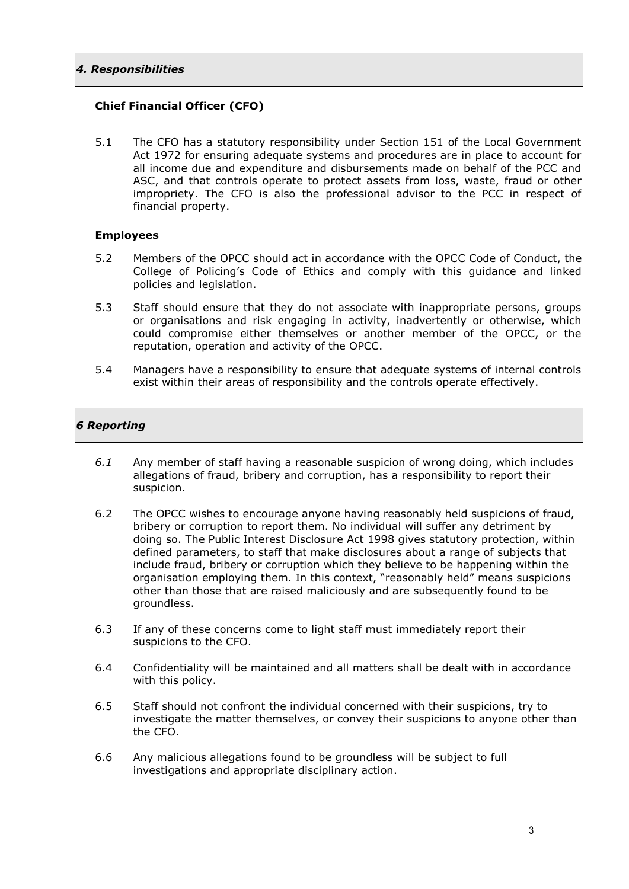## *4. Responsibilities*

### Chief Financial Officer (CFO)

5.1 The CFO has a statutory responsibility under Section 151 of the Local Government Act 1972 for ensuring adequate systems and procedures are in place to account for all income due and expenditure and disbursements made on behalf of the PCC and ASC, and that controls operate to protect assets from loss, waste, fraud or other impropriety. The CFO is also the professional advisor to the PCC in respect of financial property.

### Employees

5.2 Members of the OPCC should act in accordance with the OPCC Code of Conduct, the College of Policing's Code of Ethics and comply with this guidance and linked policies and legislation.

5.3 Staff should ensure that they do not associate with inappropriate persons, groups or organisations and risk engaging in activity, inadvertently or otherwise, which could compromise either themselves or another member of the OPCC, or the reputation, operation and activity of the OPCC.

5.4 Managers have a responsibility to ensure that adequate systems of internal controls exist within their areas of responsibility and the controls operate effectively.

## *6 Reporting*

*6.1* Any member of staff having a reasonable suspicion of wrong doing, which includes allegations of fraud, bribery and corruption, has a responsibility to report their suspicion.

6.2 The OPCC wishes to encourage anyone having reasonably held suspicions of fraud, bribery or corruption to report them. No individual will suffer any detriment by doing so. The Public Interest Disclosure Act 1998 gives statutory protection, within defined parameters, to staff that make disclosures about a range of subjects that include fraud, bribery or corruption which they believe to be happening within the organisation employing them. In this context, "reasonably held" means suspicions other than those that are raised maliciously and are subsequently found to be groundless.

6.3 If any of these concerns come to light staff must immediately report their suspicions to the CFO.

6.4 Confidentiality will be maintained and all matters shall be dealt with in accordance with this policy.

6.5 Staff should not confront the individual concerned with their suspicions, try to investigate the matter themselves, or convey their suspicions to anyone other than the CFO.

6.6 Any malicious allegations found to be groundless will be subject to full investigations and appropriate disciplinary action.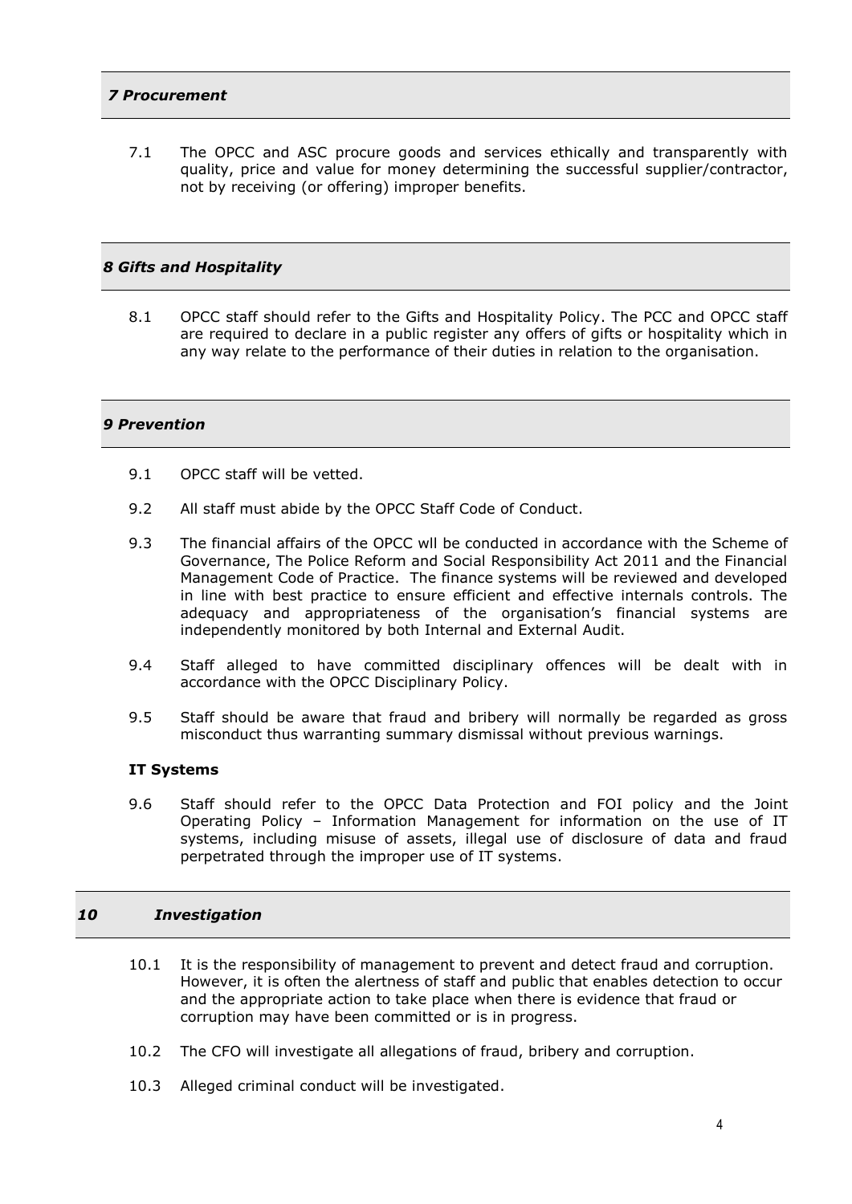## *7 Procurement*

7.1 The OPCC and ASC procure goods and services ethically and transparently with quality, price and value for money determining the successful supplier/contractor, not by receiving (or offering) improper benefits.

## *8 Gifts and Hospitality*

8.1 OPCC staff should refer to the Gifts and Hospitality Policy. The PCC and OPCC staff are required to declare in a public register any offers of gifts or hospitality which in any way relate to the performance of their duties in relation to the organisation.

## *9 Prevention*

9.1 OPCC staff will be vetted.

9.2 All staff must abide by the OPCC Staff Code of Conduct.

9.3 The financial affairs of the OPCC wll be conducted in accordance with the Scheme of Governance, The Police Reform and Social Responsibility Act 2011 and the Financial Management Code of Practice. The finance systems will be reviewed and developed in line with best practice to ensure efficient and effective internals controls. The adequacy and appropriateness of the organisation's financial systems are independently monitored by both Internal and External Audit.

9.4 Staff alleged to have committed disciplinary offences will be dealt with in accordance with the OPCC Disciplinary Policy.

9.5 Staff should be aware that fraud and bribery will normally be regarded as gross misconduct thus warranting summary dismissal without previous warnings.

**IT Systems**

9.6 Staff should refer to the OPCC Data Protection and FOI policy and the Joint Operating Policy – Information Management for information on the use of IT systems, including misuse of assets, illegal use of disclosure of data and fraud perpetrated through the improper use of IT systems.

## *10 Investigation*

10.1 It is the responsibility of management to prevent and detect fraud and corruption. However, it is often the alertness of staff and public that enables detection to occur and the appropriate action to take place when there is evidence that fraud or corruption may have been committed or is in progress.

10.2 The CFO will investigate all allegations of fraud, bribery and corruption.

10.3 Alleged criminal conduct will be investigated.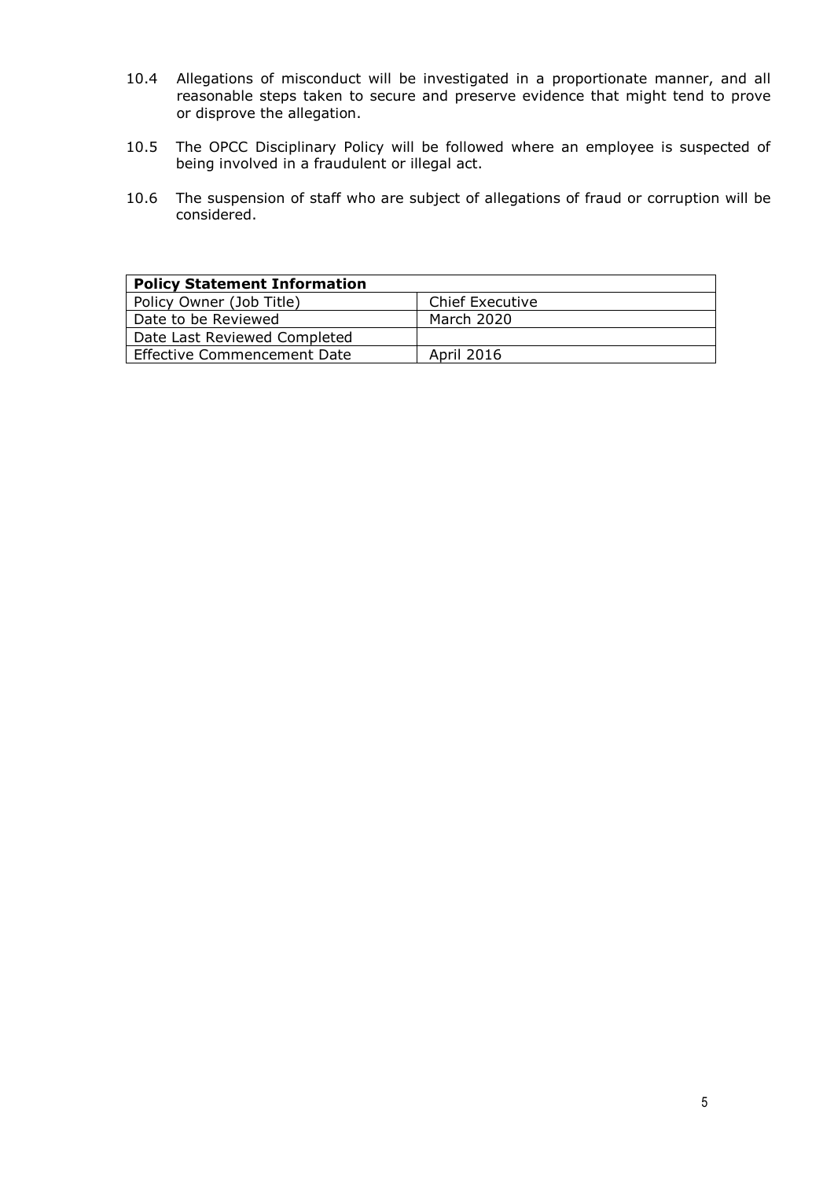10.4 Allegations of misconduct will be investigated in a proportionate manner, and all reasonable steps taken to secure and preserve evidence that might tend to prove or disprove the allegation.

10.5 The OPCC Disciplinary Policy will be followed where an employee is suspected of being involved in a fraudulent or illegal act.

10.6 The suspension of staff who are subject of allegations of fraud or corruption will be considered.

| **Policy Statement Information** | |
|---|---|
| Policy Owner (Job Title) | Chief Executive |
| Date to be Reviewed | March 2020 |
| Date Last Reviewed Completed | |
| Effective Commencement Date | April 2016 |